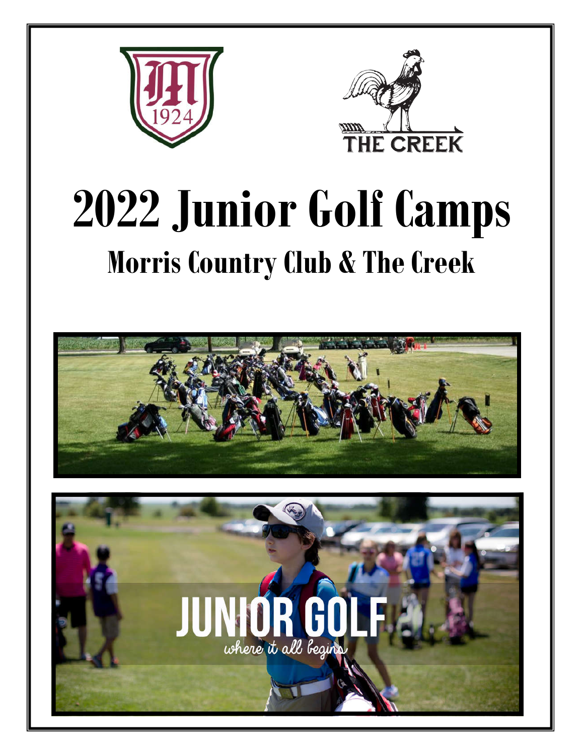# 2022 Junior Golf Camps

## Morris Country Club & The Creek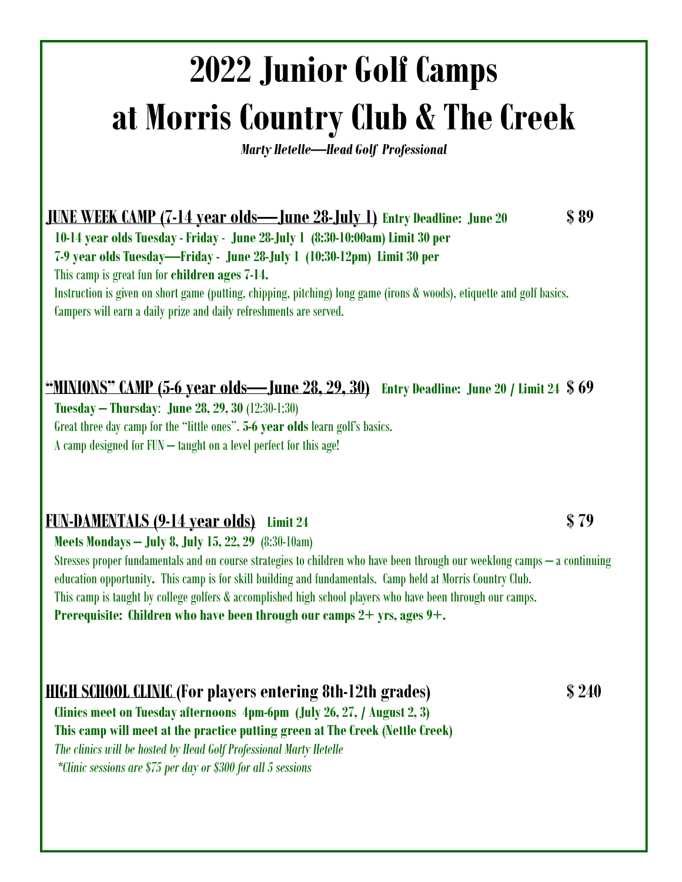# 2022 Junior Golf Camps at Morris Country Club & The Creek

***Marty Hetelle—Head Golf Professional***

**JUNE WEEK CAMP (7-14 year olds—June 28-July 1)** **Entry Deadline: June 20** **$ 89**

**10-14 year olds Tuesday - Friday - June 28-July 1 (8:30-10:00am) Limit 30 per**

**7-9 year olds Tuesday—Friday - June 28-July 1 (10:30-12pm) Limit 30 per**

This camp is great fun for **children ages 7-14.**

Instruction is given on short game (putting, chipping, pitching) long game (irons & woods), etiquette and golf basics.

Campers will earn a daily prize and daily refreshments are served.

**"MINIONS" CAMP (5-6 year olds—June 28, 29, 30)** **Entry Deadline: June 20 / Limit 24** **$ 69**

**Tuesday – Thursday**: **June 28, 29, 30** (12:30-1:30)

Great three day camp for the "little ones". **5-6 year olds** learn golf's basics.

A camp designed for FUN – taught on a level perfect for this age!

**FUN-DAMENTALS (9-14 year olds)** **Limit 24** **$ 79**

**Meets Mondays – July 8, July 15, 22, 29** (8:30-10am)

Stresses proper fundamentals and on course strategies to children who have been through our weeklong camps – a continuing education opportunity**.** This camp is for skill building and fundamentals. Camp held at Morris Country Club.

This camp is taught by college golfers & accomplished high school players who have been through our camps.

**Prerequisite: Children who have been through our camps 2+ yrs, ages 9+.**

**HIGH SCHOOL CLINIC (For players entering 8th-12th grades)** **$ 240**

**Clinics meet on Tuesday afternoons 4pm-6pm (July 26, 27, / August 2, 3)**

**This camp will meet at the practice putting green at The Creek (Nettle Creek)**

*The clinics will be hosted by Head Golf Professional Marty Hetelle*

*\*Clinic sessions are $75 per day or $300 for all 5 sessions*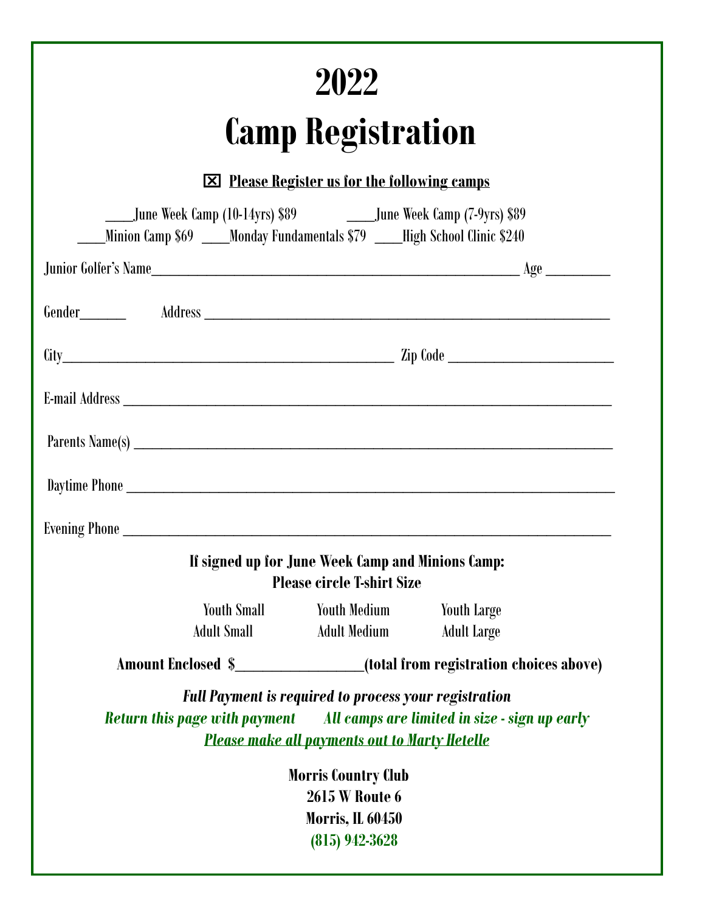# 2022

# Camp Registration

☒ **Please Register us for the following camps**

____June Week Camp (10-14yrs) $89 ____June Week Camp (7-9yrs) $89

____Minion Camp $69 ____Monday Fundamentals $79 ____High School Clinic $240

Junior Golfer's Name________________________________________________ Age ________

Gender______ Address ______________________________________________________

City________________________________________ Zip Code ____________________

E-mail Address __________________________________________________________

Parents Name(s) _________________________________________________________

Daytime Phone __________________________________________________________

Evening Phone __________________________________________________________

**If signed up for June Week Camp and Minions Camp:**
**Please circle T-shirt Size**

Youth Small    Youth Medium    Youth Large

Adult Small    Adult Medium    Adult Large

**Amount Enclosed $_______________(total from registration choices above)**

***Full Payment is required to process your registration***

***Return this page with payment***    ***All camps are limited in size - sign up early***

***Please make all payments out to Marty Hetelle***

**Morris Country Club**
**2615 W Route 6**
**Morris, IL 60450**
**(815) 942-3628**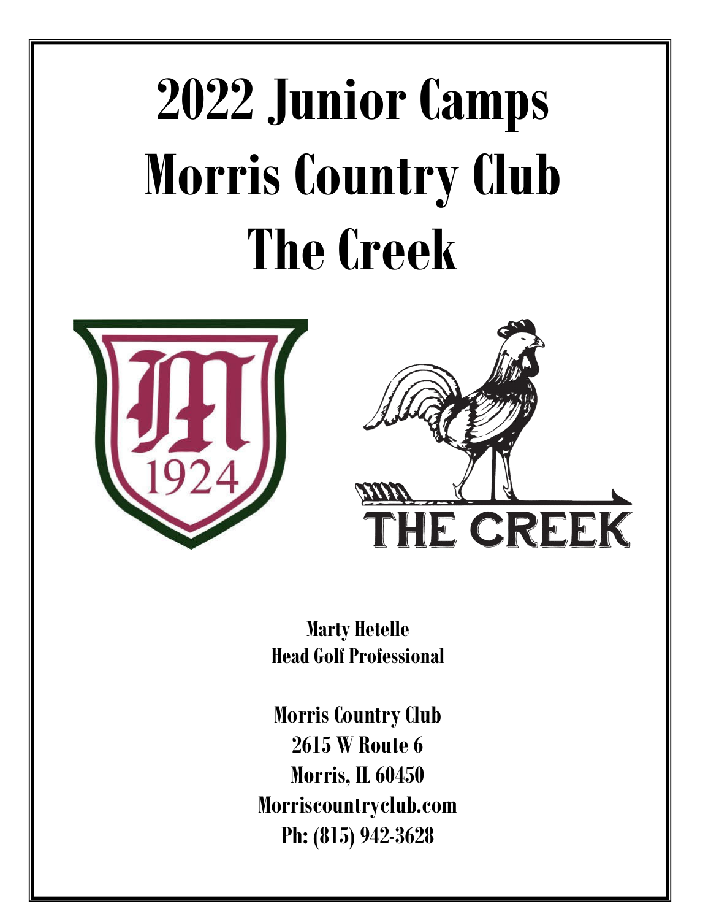# 2022 Junior Camps
# Morris Country Club
# The Creek

**Marty Hetelle**
**Head Golf Professional**

**Morris Country Club**
**2615 W Route 6**
**Morris, IL 60450**
**Morriscountryclub.com**
**Ph: (815) 942-3628**